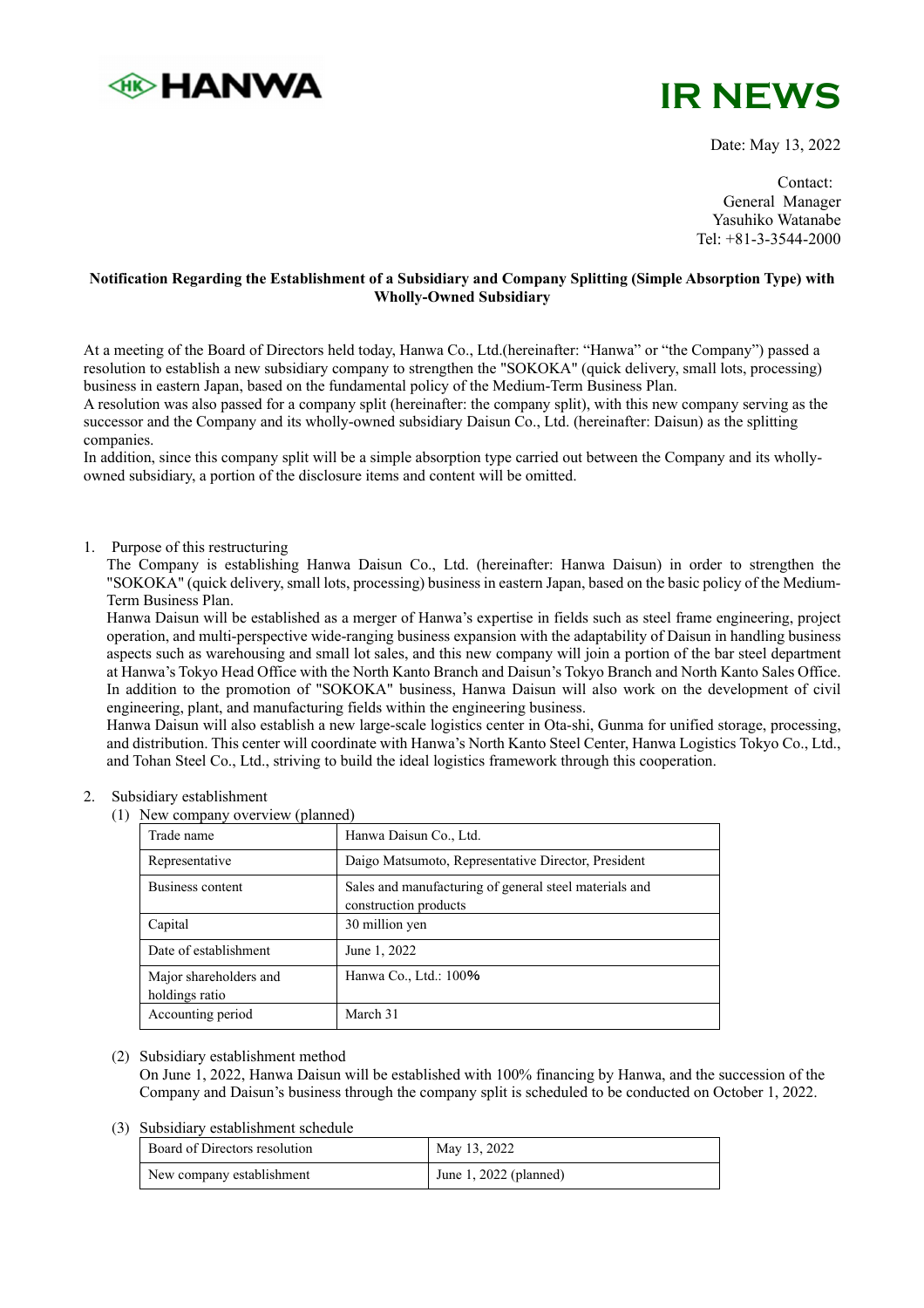HANWA

# IR NEWS

Date: May 13, 2022

Contact:
General Manager
Yasuhiko Watanabe
Tel: +81-3-3544-2000

**Notification Regarding the Establishment of a Subsidiary and Company Splitting (Simple Absorption Type) with Wholly-Owned Subsidiary**

At a meeting of the Board of Directors held today, Hanwa Co., Ltd.(hereinafter: "Hanwa" or "the Company") passed a resolution to establish a new subsidiary company to strengthen the "SOKOKA" (quick delivery, small lots, processing) business in eastern Japan, based on the fundamental policy of the Medium-Term Business Plan.
A resolution was also passed for a company split (hereinafter: the company split), with this new company serving as the successor and the Company and its wholly-owned subsidiary Daisun Co., Ltd. (hereinafter: Daisun) as the splitting companies.
In addition, since this company split will be a simple absorption type carried out between the Company and its wholly-owned subsidiary, a portion of the disclosure items and content will be omitted.

1. Purpose of this restructuring

The Company is establishing Hanwa Daisun Co., Ltd. (hereinafter: Hanwa Daisun) in order to strengthen the "SOKOKA" (quick delivery, small lots, processing) business in eastern Japan, based on the basic policy of the Medium-Term Business Plan.
Hanwa Daisun will be established as a merger of Hanwa's expertise in fields such as steel frame engineering, project operation, and multi-perspective wide-ranging business expansion with the adaptability of Daisun in handling business aspects such as warehousing and small lot sales, and this new company will join a portion of the bar steel department at Hanwa's Tokyo Head Office with the North Kanto Branch and Daisun's Tokyo Branch and North Kanto Sales Office. In addition to the promotion of "SOKOKA" business, Hanwa Daisun will also work on the development of civil engineering, plant, and manufacturing fields within the engineering business.
Hanwa Daisun will also establish a new large-scale logistics center in Ota-shi, Gunma for unified storage, processing, and distribution. This center will coordinate with Hanwa's North Kanto Steel Center, Hanwa Logistics Tokyo Co., Ltd., and Tohan Steel Co., Ltd., striving to build the ideal logistics framework through this cooperation.

2. Subsidiary establishment

(1) New company overview (planned)

| Trade name | Hanwa Daisun Co., Ltd. |
|---|---|
| Representative | Daigo Matsumoto, Representative Director, President |
| Business content | Sales and manufacturing of general steel materials and construction products |
| Capital | 30 million yen |
| Date of establishment | June 1, 2022 |
| Major shareholders and holdings ratio | Hanwa Co., Ltd.: 100% |
| Accounting period | March 31 |

(2) Subsidiary establishment method

On June 1, 2022, Hanwa Daisun will be established with 100% financing by Hanwa, and the succession of the Company and Daisun's business through the company split is scheduled to be conducted on October 1, 2022.

(3) Subsidiary establishment schedule

| Board of Directors resolution | May 13, 2022 |
|---|---|
| New company establishment | June 1, 2022 (planned) |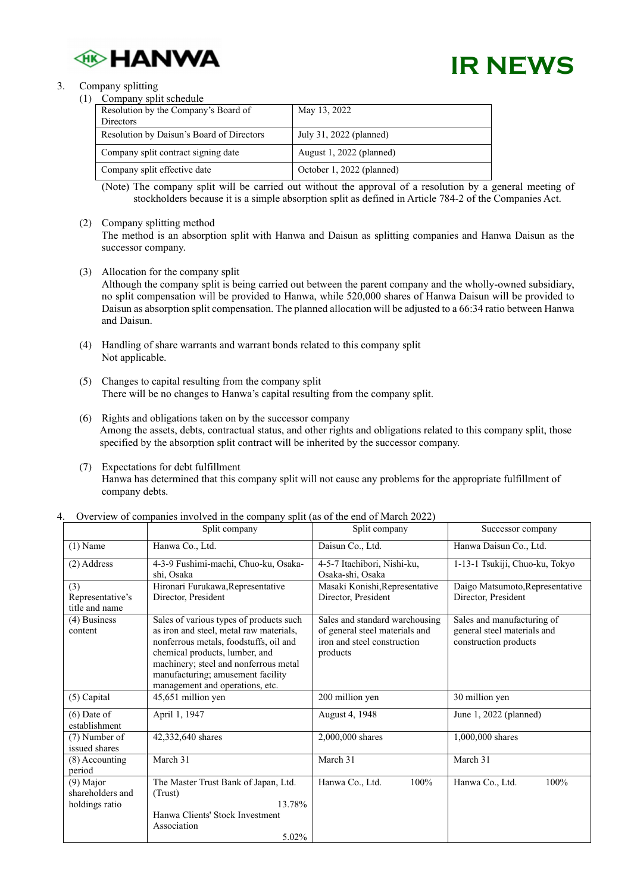3. Company splitting

(1) Company split schedule

| Resolution by the Company's Board of Directors | May 13, 2022 |
|---|---|
| Resolution by Daisun's Board of Directors | July 31, 2022 (planned) |
| Company split contract signing date | August 1, 2022 (planned) |
| Company split effective date | October 1, 2022 (planned) |

(Note) The company split will be carried out without the approval of a resolution by a general meeting of stockholders because it is a simple absorption split as defined in Article 784-2 of the Companies Act.

(2) Company splitting method

The method is an absorption split with Hanwa and Daisun as splitting companies and Hanwa Daisun as the successor company.

(3) Allocation for the company split

Although the company split is being carried out between the parent company and the wholly-owned subsidiary, no split compensation will be provided to Hanwa, while 520,000 shares of Hanwa Daisun will be provided to Daisun as absorption split compensation. The planned allocation will be adjusted to a 66:34 ratio between Hanwa and Daisun.

(4) Handling of share warrants and warrant bonds related to this company split

Not applicable.

(5) Changes to capital resulting from the company split

There will be no changes to Hanwa's capital resulting from the company split.

(6) Rights and obligations taken on by the successor company

Among the assets, debts, contractual status, and other rights and obligations related to this company split, those specified by the absorption split contract will be inherited by the successor company.

(7) Expectations for debt fulfillment

Hanwa has determined that this company split will not cause any problems for the appropriate fulfillment of company debts.

4. Overview of companies involved in the company split (as of the end of March 2022)

| | Split company | Split company | Successor company |
|---|---|---|---|
| (1) Name | Hanwa Co., Ltd. | Daisun Co., Ltd. | Hanwa Daisun Co., Ltd. |
| (2) Address | 4-3-9 Fushimi-machi, Chuo-ku, Osaka-shi, Osaka | 4-5-7 Itachibori, Nishi-ku, Osaka-shi, Osaka | 1-13-1 Tsukiji, Chuo-ku, Tokyo |
| (3) Representative's title and name | Hironari Furukawa,Representative Director, President | Masaki Konishi,Representative Director, President | Daigo Matsumoto,Representative Director, President |
| (4) Business content | Sales of various types of products such as iron and steel, metal raw materials, nonferrous metals, foodstuffs, oil and chemical products, lumber, and machinery; steel and nonferrous metal manufacturing; amusement facility management and operations, etc. | Sales and standard warehousing of general steel materials and iron and steel construction products | Sales and manufacturing of general steel materials and construction products |
| (5) Capital | 45,651 million yen | 200 million yen | 30 million yen |
| (6) Date of establishment | April 1, 1947 | August 4, 1948 | June 1, 2022 (planned) |
| (7) Number of issued shares | 42,332,640 shares | 2,000,000 shares | 1,000,000 shares |
| (8) Accounting period | March 31 | March 31 | March 31 |
| (9) Major shareholders and holdings ratio | The Master Trust Bank of Japan, Ltd. (Trust) 13.78%<br>Hanwa Clients' Stock Investment Association 5.02% | Hanwa Co., Ltd. 100% | Hanwa Co., Ltd. 100% |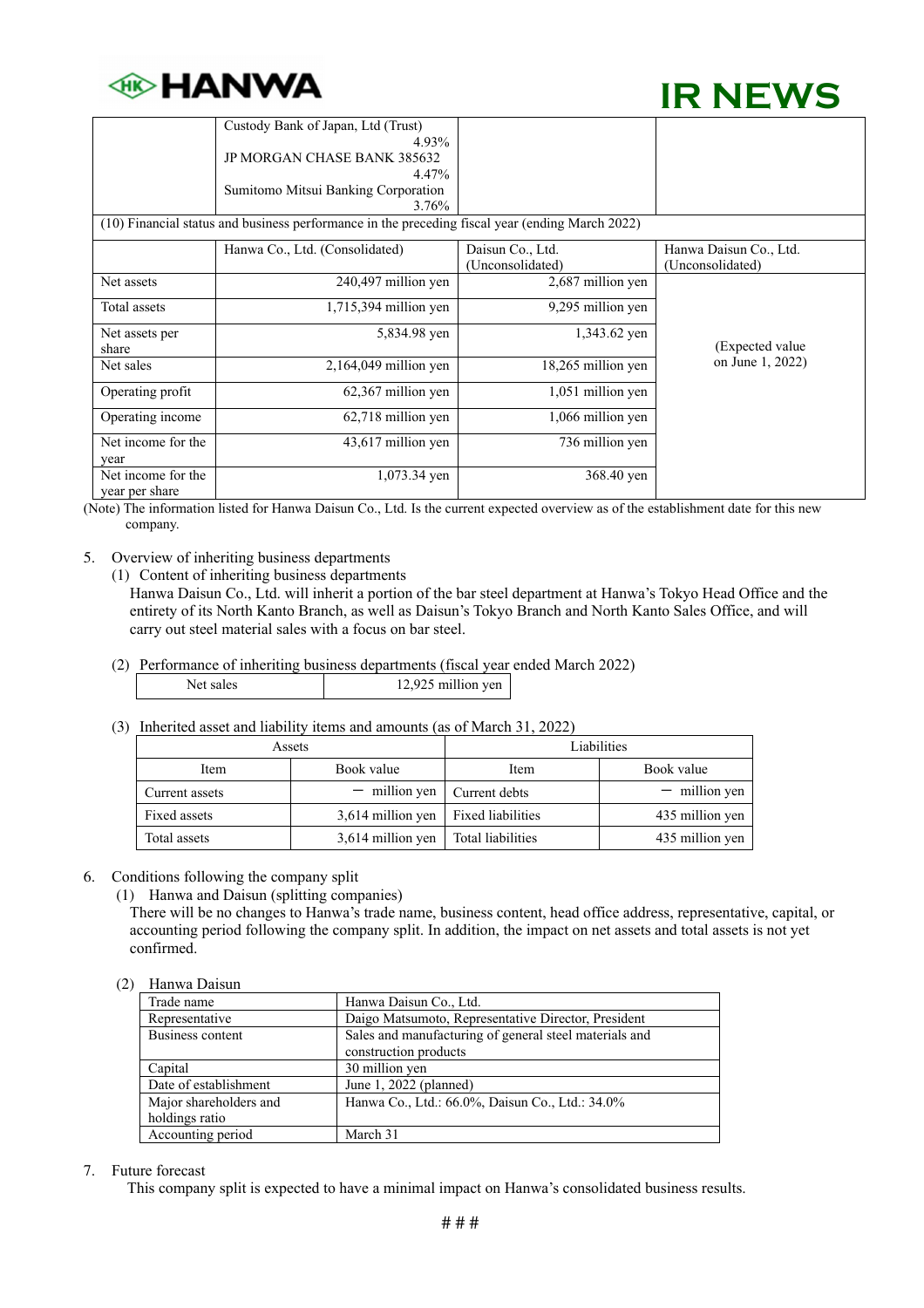| | | | |
|---|---|---|---|
| | Custody Bank of Japan, Ltd (Trust) 4.93%<br>JP MORGAN CHASE BANK 385632 4.47%<br>Sumitomo Mitsui Banking Corporation 3.76% | | |
| (10) Financial status and business performance in the preceding fiscal year (ending March 2022) | | | |
| | Hanwa Co., Ltd. (Consolidated) | Daisun Co., Ltd. (Unconsolidated) | Hanwa Daisun Co., Ltd. (Unconsolidated) |
| Net assets | 240,497 million yen | 2,687 million yen | (Expected value on June 1, 2022) |
| Total assets | 1,715,394 million yen | 9,295 million yen | |
| Net assets per share | 5,834.98 yen | 1,343.62 yen | |
| Net sales | 2,164,049 million yen | 18,265 million yen | |
| Operating profit | 62,367 million yen | 1,051 million yen | |
| Operating income | 62,718 million yen | 1,066 million yen | |
| Net income for the year | 43,617 million yen | 736 million yen | |
| Net income for the year per share | 1,073.34 yen | 368.40 yen | |

(Note) The information listed for Hanwa Daisun Co., Ltd. Is the current expected overview as of the establishment date for this new company.

5. Overview of inheriting business departments
   (1) Content of inheriting business departments
   Hanwa Daisun Co., Ltd. will inherit a portion of the bar steel department at Hanwa's Tokyo Head Office and the entirety of its North Kanto Branch, as well as Daisun's Tokyo Branch and North Kanto Sales Office, and will carry out steel material sales with a focus on bar steel.

   (2) Performance of inheriting business departments (fiscal year ended March 2022)

| | |
|---|---|
| Net sales | 12,925 million yen |

   (3) Inherited asset and liability items and amounts (as of March 31, 2022)

| Assets | | Liabilities | |
|---|---|---|---|
| Item | Book value | Item | Book value |
| Current assets | − million yen | Current debts | − million yen |
| Fixed assets | 3,614 million yen | Fixed liabilities | 435 million yen |
| Total assets | 3,614 million yen | Total liabilities | 435 million yen |

6. Conditions following the company split
   (1) Hanwa and Daisun (splitting companies)
   There will be no changes to Hanwa's trade name, business content, head office address, representative, capital, or accounting period following the company split. In addition, the impact on net assets and total assets is not yet confirmed.

   (2) Hanwa Daisun

| | |
|---|---|
| Trade name | Hanwa Daisun Co., Ltd. |
| Representative | Daigo Matsumoto, Representative Director, President |
| Business content | Sales and manufacturing of general steel materials and construction products |
| Capital | 30 million yen |
| Date of establishment | June 1, 2022 (planned) |
| Major shareholders and holdings ratio | Hanwa Co., Ltd.: 66.0%, Daisun Co., Ltd.: 34.0% |
| Accounting period | March 31 |

7. Future forecast
   This company split is expected to have a minimal impact on Hanwa's consolidated business results.

# # #